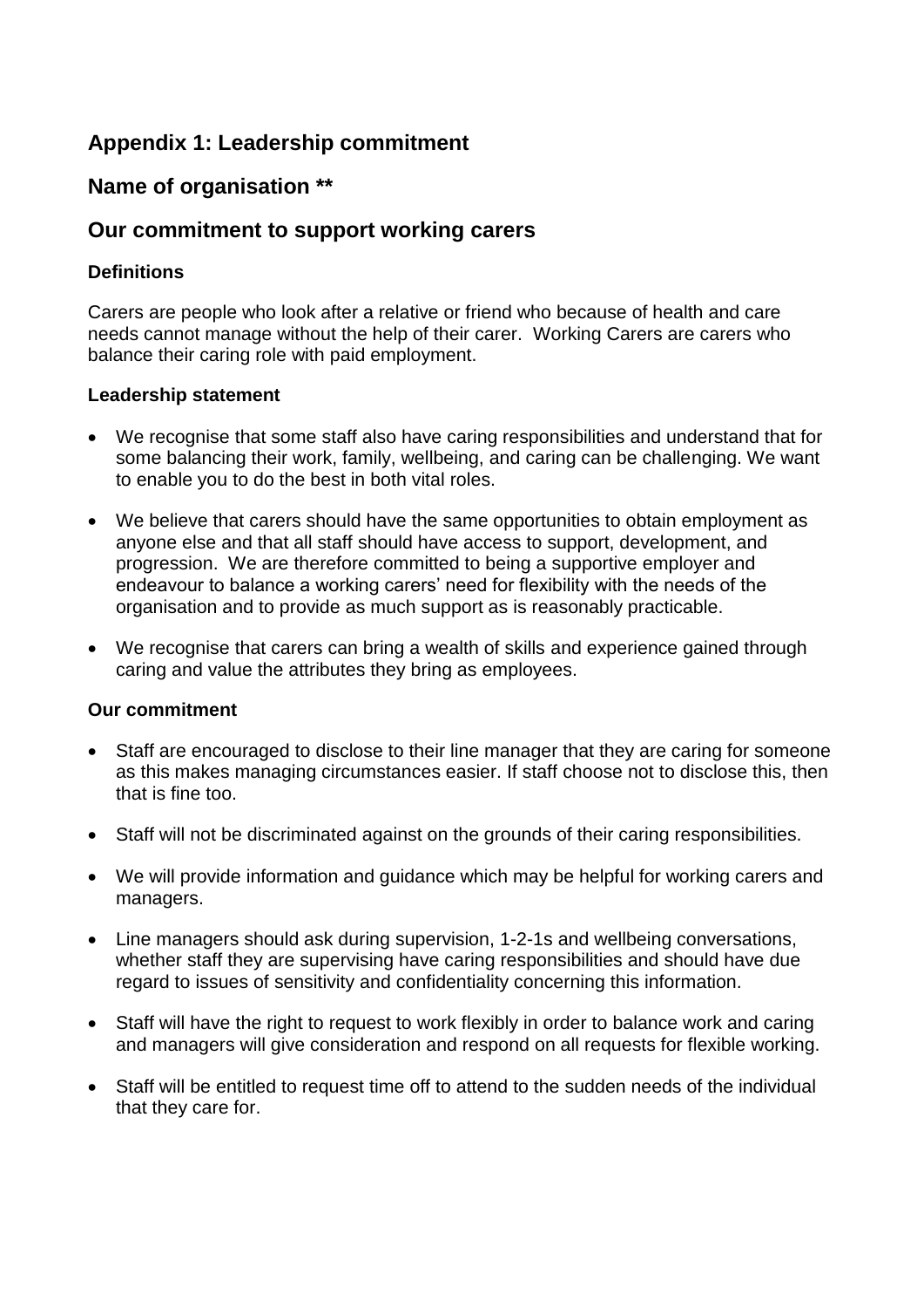## Appendix 1: Leadership commitment

## Name of organisation **

## Our commitment to support working carers

### Definitions

Carers are people who look after a relative or friend who because of health and care needs cannot manage without the help of their carer. Working Carers are carers who balance their caring role with paid employment.

### Leadership statement

- We recognise that some staff also have caring responsibilities and understand that for some balancing their work, family, wellbeing, and caring can be challenging. We want to enable you to do the best in both vital roles.
- We believe that carers should have the same opportunities to obtain employment as anyone else and that all staff should have access to support, development, and progression. We are therefore committed to being a supportive employer and endeavour to balance a working carers' need for flexibility with the needs of the organisation and to provide as much support as is reasonably practicable.
- We recognise that carers can bring a wealth of skills and experience gained through caring and value the attributes they bring as employees.

### Our commitment

- Staff are encouraged to disclose to their line manager that they are caring for someone as this makes managing circumstances easier. If staff choose not to disclose this, then that is fine too.
- Staff will not be discriminated against on the grounds of their caring responsibilities.
- We will provide information and guidance which may be helpful for working carers and managers.
- Line managers should ask during supervision, 1-2-1s and wellbeing conversations, whether staff they are supervising have caring responsibilities and should have due regard to issues of sensitivity and confidentiality concerning this information.
- Staff will have the right to request to work flexibly in order to balance work and caring and managers will give consideration and respond on all requests for flexible working.
- Staff will be entitled to request time off to attend to the sudden needs of the individual that they care for.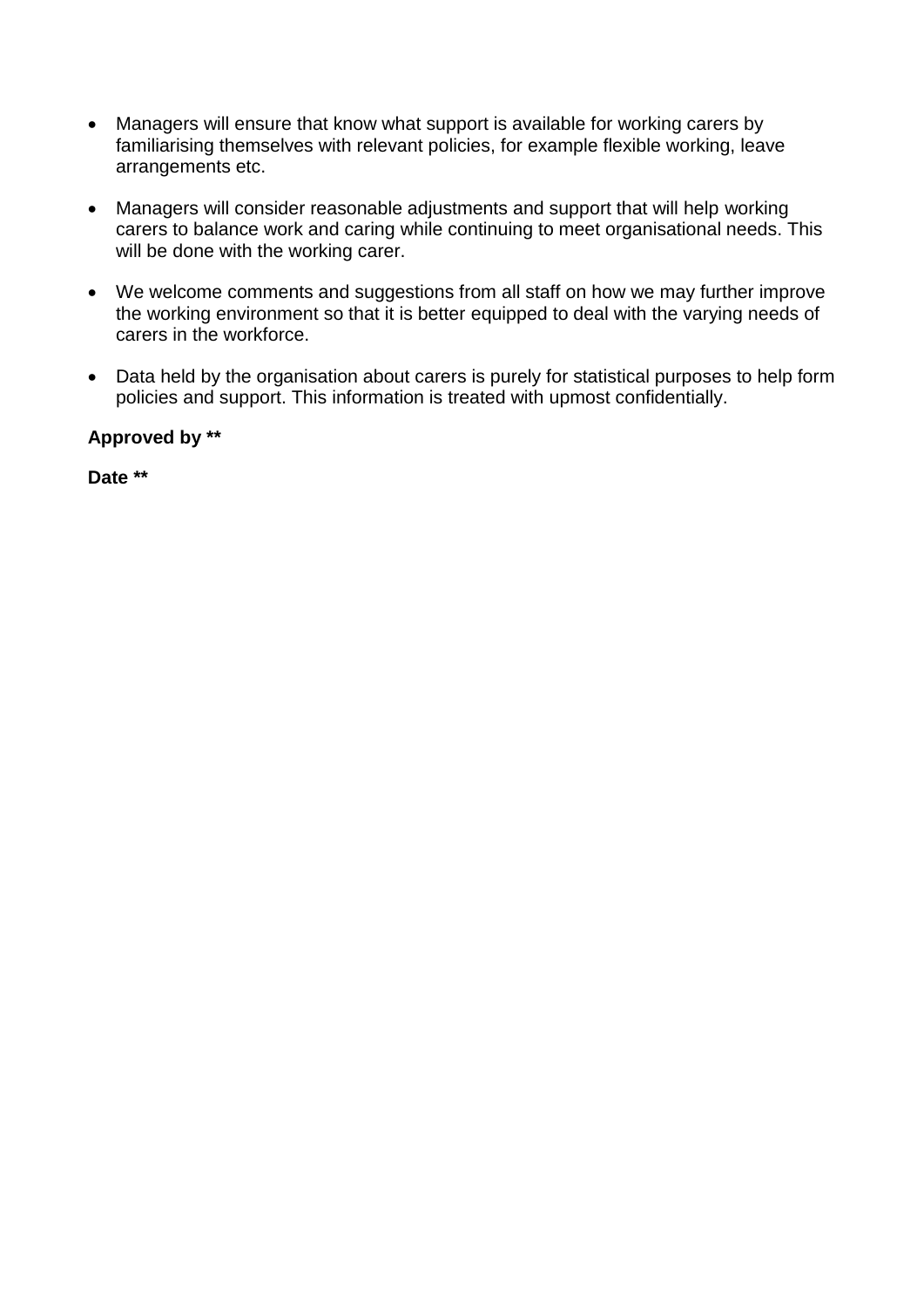- Managers will ensure that know what support is available for working carers by familiarising themselves with relevant policies, for example flexible working, leave arrangements etc.

- Managers will consider reasonable adjustments and support that will help working carers to balance work and caring while continuing to meet organisational needs. This will be done with the working carer.

- We welcome comments and suggestions from all staff on how we may further improve the working environment so that it is better equipped to deal with the varying needs of carers in the workforce.

- Data held by the organisation about carers is purely for statistical purposes to help form policies and support. This information is treated with upmost confidentially.

**Approved by ****

**Date ****